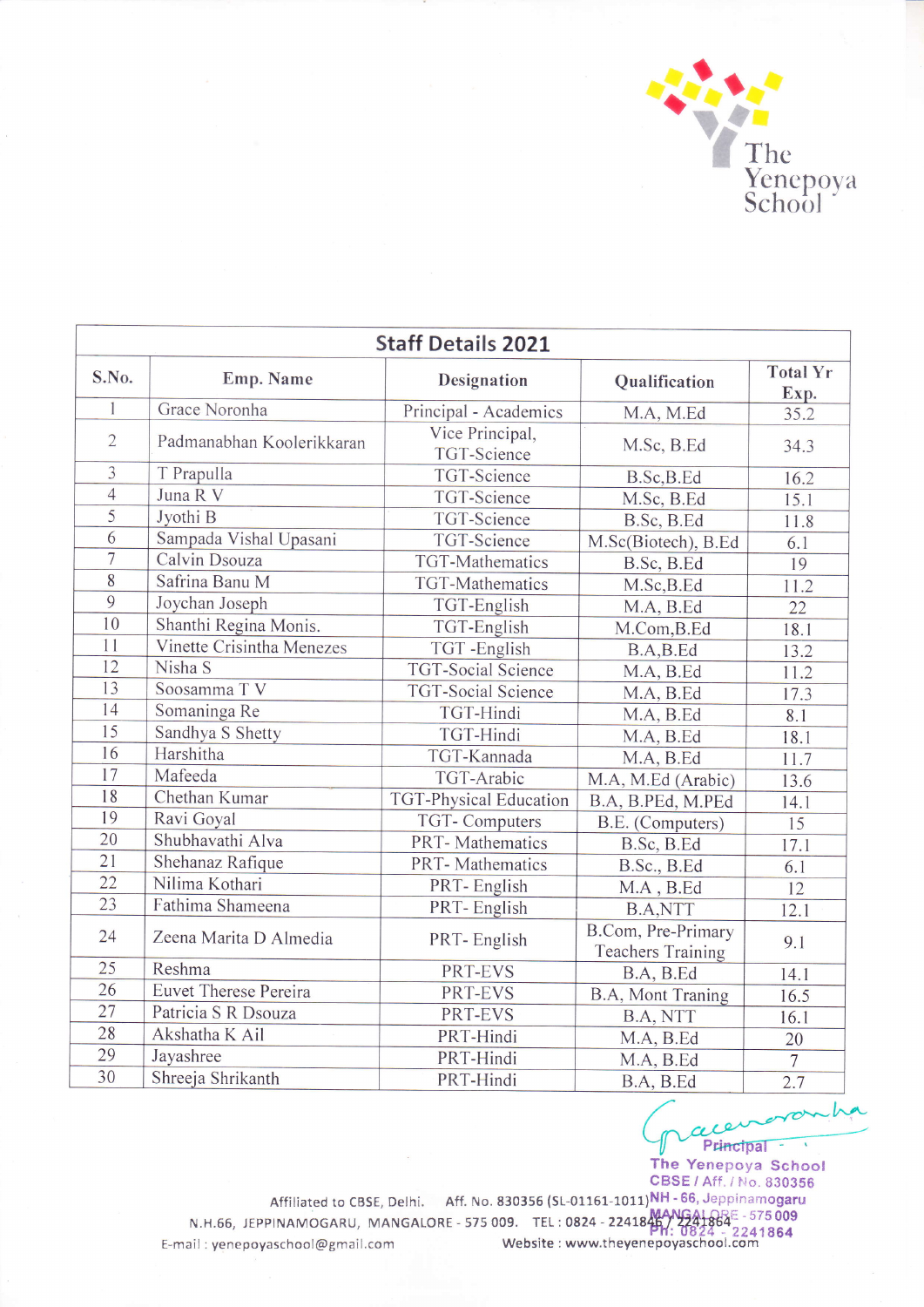The Yenepoya School

| Staff Details 2021 | | | | |
|---|---|---|---|---|
| S.No. | Emp. Name | Designation | Qualification | Total Yr Exp. |
| 1 | Grace Noronha | Principal - Academics | M.A, M.Ed | 35.2 |
| 2 | Padmanabhan Koolerikkaran | Vice Principal, TGT-Science | M.Sc, B.Ed | 34.3 |
| 3 | T Prapulla | TGT-Science | B.Sc,B.Ed | 16.2 |
| 4 | Juna R V | TGT-Science | M.Sc, B.Ed | 15.1 |
| 5 | Jyothi B | TGT-Science | B.Sc, B.Ed | 11.8 |
| 6 | Sampada Vishal Upasani | TGT-Science | M.Sc(Biotech), B.Ed | 6.1 |
| 7 | Calvin Dsouza | TGT-Mathematics | B.Sc, B.Ed | 19 |
| 8 | Safrina Banu M | TGT-Mathematics | M.Sc,B.Ed | 11.2 |
| 9 | Joychan Joseph | TGT-English | M.A, B.Ed | 22 |
| 10 | Shanthi Regina Monis. | TGT-English | M.Com,B.Ed | 18.1 |
| 11 | Vinette Crisintha Menezes | TGT -English | B.A,B.Ed | 13.2 |
| 12 | Nisha S | TGT-Social Science | M.A, B.Ed | 11.2 |
| 13 | Soosamma T V | TGT-Social Science | M.A, B.Ed | 17.3 |
| 14 | Somaninga Re | TGT-Hindi | M.A, B.Ed | 8.1 |
| 15 | Sandhya S Shetty | TGT-Hindi | M.A, B.Ed | 18.1 |
| 16 | Harshitha | TGT-Kannada | M.A, B.Ed | 11.7 |
| 17 | Mafeeda | TGT-Arabic | M.A, M.Ed (Arabic) | 13.6 |
| 18 | Chethan Kumar | TGT-Physical Education | B.A, B.PEd, M.PEd | 14.1 |
| 19 | Ravi Goyal | TGT- Computers | B.E. (Computers) | 15 |
| 20 | Shubhavathi Alva | PRT- Mathematics | B.Sc, B.Ed | 17.1 |
| 21 | Shehanaz Rafique | PRT- Mathematics | B.Sc., B.Ed | 6.1 |
| 22 | Nilima Kothari | PRT- English | M.A , B.Ed | 12 |
| 23 | Fathima Shameena | PRT- English | B.A,NTT | 12.1 |
| 24 | Zeena Marita D Almedia | PRT- English | B.Com, Pre-Primary Teachers Training | 9.1 |
| 25 | Reshma | PRT-EVS | B.A, B.Ed | 14.1 |
| 26 | Euvet Therese Pereira | PRT-EVS | B.A, Mont Traning | 16.5 |
| 27 | Patricia S R Dsouza | PRT-EVS | B.A, NTT | 16.1 |
| 28 | Akshatha K Ail | PRT-Hindi | M.A, B.Ed | 20 |
| 29 | Jayashree | PRT-Hindi | M.A, B.Ed | 7 |
| 30 | Shreeja Shrikanth | PRT-Hindi | B.A, B.Ed | 2.7 |

Principal
The Yenepoya School
CBSE / Aff. / No. 830356
NH - 66, Jeppinamogaru
MANGALORE - 575 009
Ph: 0824 - 2241864

Affiliated to CBSE, Delhi. Aff. No. 830356 (SL-01161-1011)
N.H.66, JEPPINAMOGARU, MANGALORE - 575 009. TEL : 0824 - 2241846 / 2241864
E-mail : yenepoyaschool@gmail.com Website : www.theyenepoyaschool.com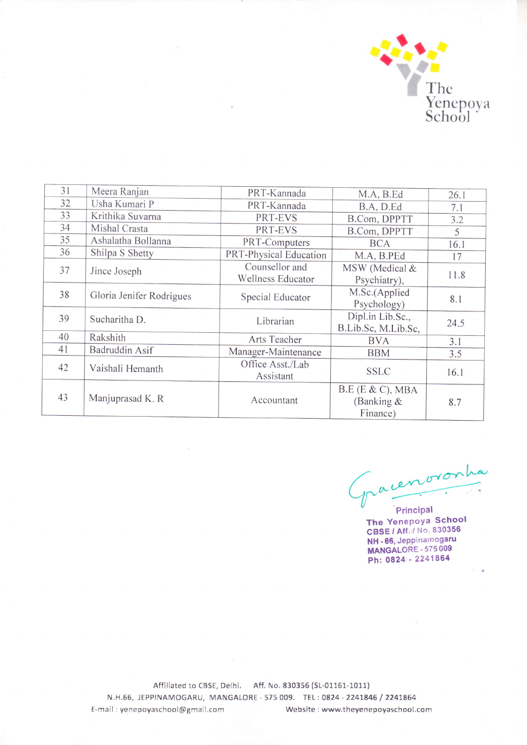The Yenepoya School

| | | | | |
|---|---|---|---|---|
| 31 | Meera Ranjan | PRT-Kannada | M.A, B.Ed | 26.1 |
| 32 | Usha Kumari P | PRT-Kannada | B.A, D.Ed | 7.1 |
| 33 | Krithika Suvarna | PRT-EVS | B.Com, DPPTT | 3.2 |
| 34 | Mishal Crasta | PRT-EVS | B.Com, DPPTT | 5 |
| 35 | Ashalatha Bollanna | PRT-Computers | BCA | 16.1 |
| 36 | Shilpa S Shetty | PRT-Physical Education | M.A, B.PEd | 17 |
| 37 | Jince Joseph | Counsellor and Wellness Educator | MSW (Medical & Psychiatry), | 11.8 |
| 38 | Gloria Jenifer Rodrigues | Special Educator | M.Sc.(Applied Psychology) | 8.1 |
| 39 | Sucharitha D. | Librarian | Dipl.in Lib.Sc., B.Lib.Sc, M.Lib.Sc, | 24.5 |
| 40 | Rakshith | Arts Teacher | BVA | 3.1 |
| 41 | Badruddin Asif | Manager-Maintenance | BBM | 3.5 |
| 42 | Vaishali Hemanth | Office Asst./Lab Assistant | SSLC | 16.1 |
| 43 | Manjuprasad K. R | Accountant | B.E (E & C), MBA (Banking & Finance) | 8.7 |

Gracenoronha

Principal
The Yenepoya School
CBSE / Aff. / No. 830356
NH - 66, Jeppinamogaru
MANGALORE - 575 009
Ph: 0824 - 2241864

Affiliated to CBSE, Delhi. Aff. No. 830356 (SL-01161-1011)
N.H.66, JEPPINAMOGARU, MANGALORE - 575 009. TEL : 0824 - 2241846 / 2241864
E-mail : yenepoyaschool@gmail.com Website : www.theyenepoyaschool.com